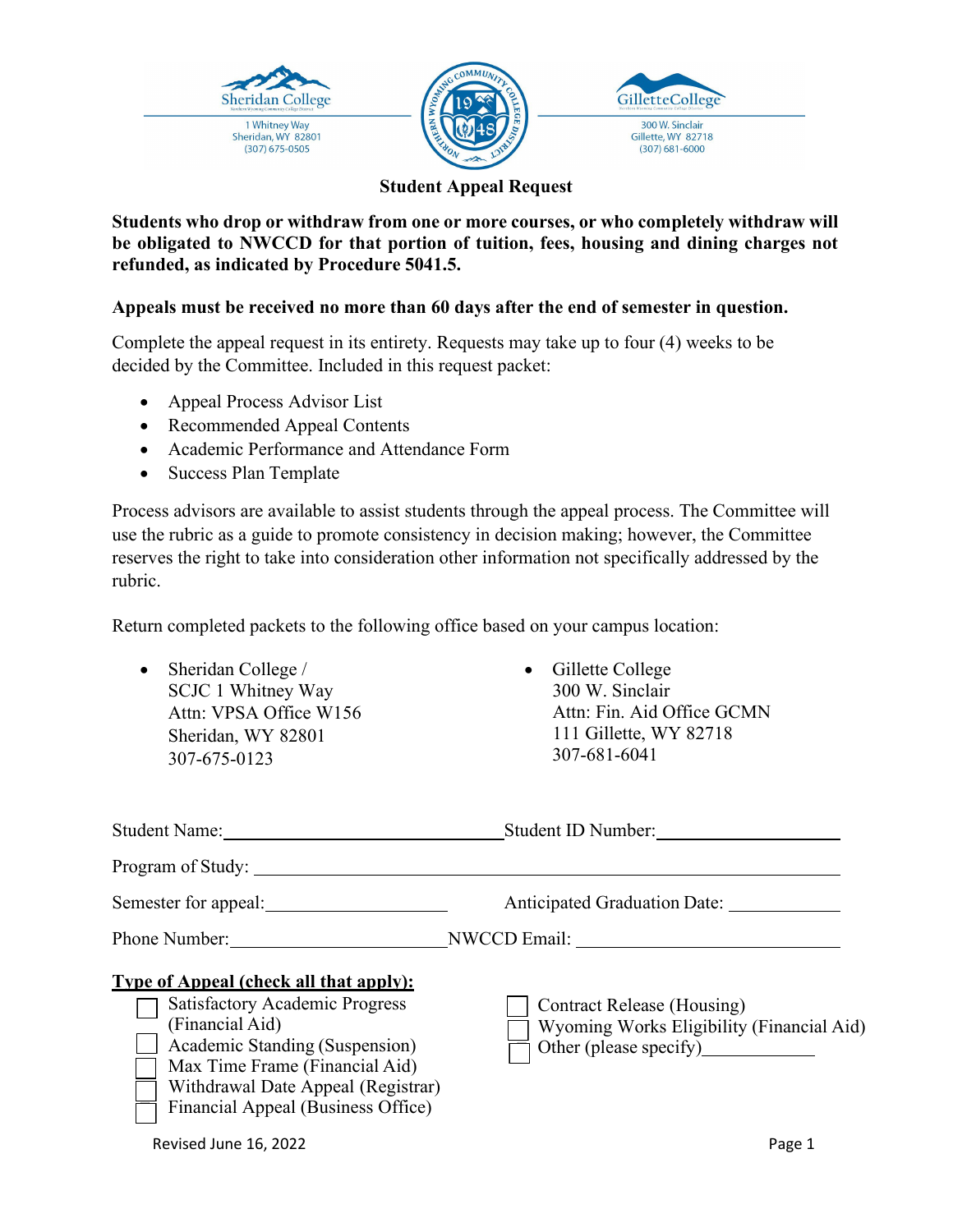Sheridan College
1 Whitney Way
Sheridan, WY 82801
(307) 675-0505

Gillette College
300 W. Sinclair
Gillette, WY 82718
(307) 681-6000

# Student Appeal Request

**Students who drop or withdraw from one or more courses, or who completely withdraw will be obligated to NWCCD for that portion of tuition, fees, housing and dining charges not refunded, as indicated by Procedure 5041.5.**

**Appeals must be received no more than 60 days after the end of semester in question.**

Complete the appeal request in its entirety. Requests may take up to four (4) weeks to be decided by the Committee. Included in this request packet:

- Appeal Process Advisor List
- Recommended Appeal Contents
- Academic Performance and Attendance Form
- Success Plan Template

Process advisors are available to assist students through the appeal process. The Committee will use the rubric as a guide to promote consistency in decision making; however, the Committee reserves the right to take into consideration other information not specifically addressed by the rubric.

Return completed packets to the following office based on your campus location:

- Sheridan College /
  SCJC 1 Whitney Way
  Attn: VPSA Office W156
  Sheridan, WY 82801
  307-675-0123
- Gillette College
  300 W. Sinclair
  Attn: Fin. Aid Office GCMN
  111 Gillette, WY 82718
  307-681-6041

Student Name:______________________________ Student ID Number:____________________

Program of Study: ____________________________________________________________

Semester for appeal:____________________ Anticipated Graduation Date: ____________

Phone Number:________________________ NWCCD Email: ____________________________

**Type of Appeal (check all that apply):**

- ☐ Satisfactory Academic Progress (Financial Aid)
- ☐ Academic Standing (Suspension)
- ☐ Max Time Frame (Financial Aid)
- ☐ Withdrawal Date Appeal (Registrar)
- ☐ Financial Appeal (Business Office)
- ☐ Contract Release (Housing)
- ☐ Wyoming Works Eligibility (Financial Aid)
- ☐ Other (please specify)____________

Revised June 16, 2022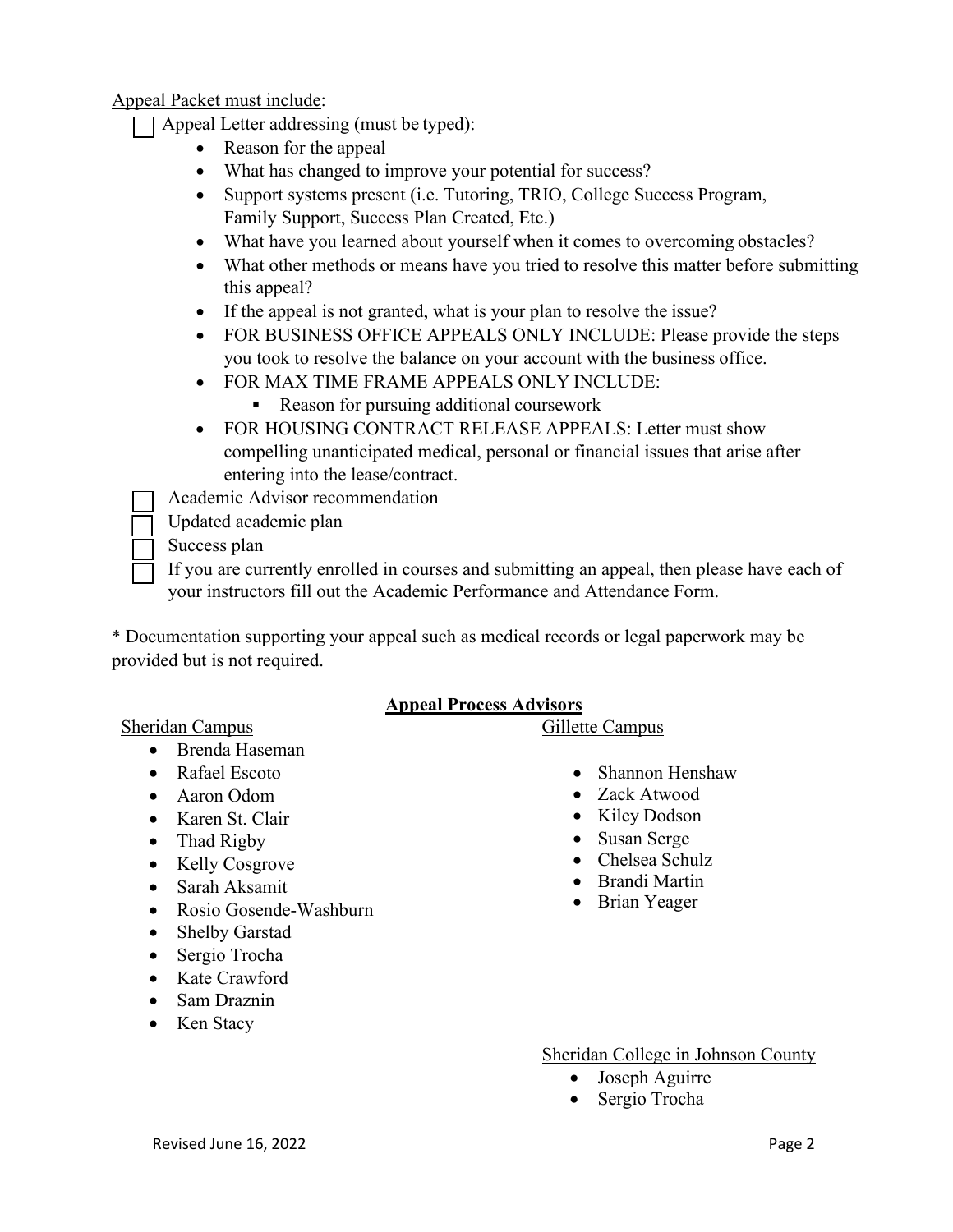Appeal Packet must include:

- [ ] Appeal Letter addressing (must be typed):
  - Reason for the appeal
  - What has changed to improve your potential for success?
  - Support systems present (i.e. Tutoring, TRIO, College Success Program, Family Support, Success Plan Created, Etc.)
  - What have you learned about yourself when it comes to overcoming obstacles?
  - What other methods or means have you tried to resolve this matter before submitting this appeal?
  - If the appeal is not granted, what is your plan to resolve the issue?
  - FOR BUSINESS OFFICE APPEALS ONLY INCLUDE: Please provide the steps you took to resolve the balance on your account with the business office.
  - FOR MAX TIME FRAME APPEALS ONLY INCLUDE:
    - Reason for pursuing additional coursework
  - FOR HOUSING CONTRACT RELEASE APPEALS: Letter must show compelling unanticipated medical, personal or financial issues that arise after entering into the lease/contract.
- [ ] Academic Advisor recommendation
- [ ] Updated academic plan
- [ ] Success plan
- [ ] If you are currently enrolled in courses and submitting an appeal, then please have each of your instructors fill out the Academic Performance and Attendance Form.

* Documentation supporting your appeal such as medical records or legal paperwork may be provided but is not required.

**Appeal Process Advisors**

Sheridan Campus

- Brenda Haseman
- Rafael Escoto
- Aaron Odom
- Karen St. Clair
- Thad Rigby
- Kelly Cosgrove
- Sarah Aksamit
- Rosio Gosende-Washburn
- Shelby Garstad
- Sergio Trocha
- Kate Crawford
- Sam Draznin
- Ken Stacy

Gillette Campus

- Shannon Henshaw
- Zack Atwood
- Kiley Dodson
- Susan Serge
- Chelsea Schulz
- Brandi Martin
- Brian Yeager

Sheridan College in Johnson County

- Joseph Aguirre
- Sergio Trocha

Revised June 16, 2022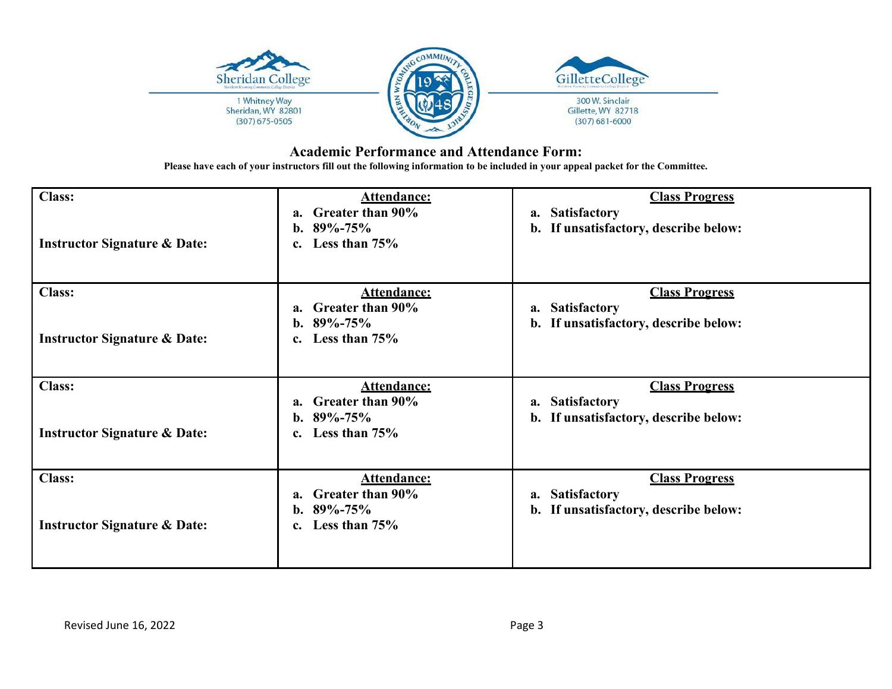Sheridan College
1 Whitney Way
Sheridan, WY 82801
(307) 675-0505

Gillette College
300 W. Sinclair
Gillette, WY 82718
(307) 681-6000

## Academic Performance and Attendance Form:

**Please have each of your instructors fill out the following information to be included in your appeal packet for the Committee.**

| **Class:**<br><br>**Instructor Signature & Date:** | **Attendance:**<br>a. Greater than 90%<br>b. 89%-75%<br>c. Less than 75% | **Class Progress**<br>a. Satisfactory<br>b. If unsatisfactory, describe below: |
|---|---|---|
| **Class:**<br><br>**Instructor Signature & Date:** | **Attendance:**<br>a. Greater than 90%<br>b. 89%-75%<br>c. Less than 75% | **Class Progress**<br>a. Satisfactory<br>b. If unsatisfactory, describe below: |
| **Class:**<br><br>**Instructor Signature & Date:** | **Attendance:**<br>a. Greater than 90%<br>b. 89%-75%<br>c. Less than 75% | **Class Progress**<br>a. Satisfactory<br>b. If unsatisfactory, describe below: |
| **Class:**<br><br>**Instructor Signature & Date:** | **Attendance:**<br>a. Greater than 90%<br>b. 89%-75%<br>c. Less than 75% | **Class Progress**<br>a. Satisfactory<br>b. If unsatisfactory, describe below: |

Revised June 16, 2022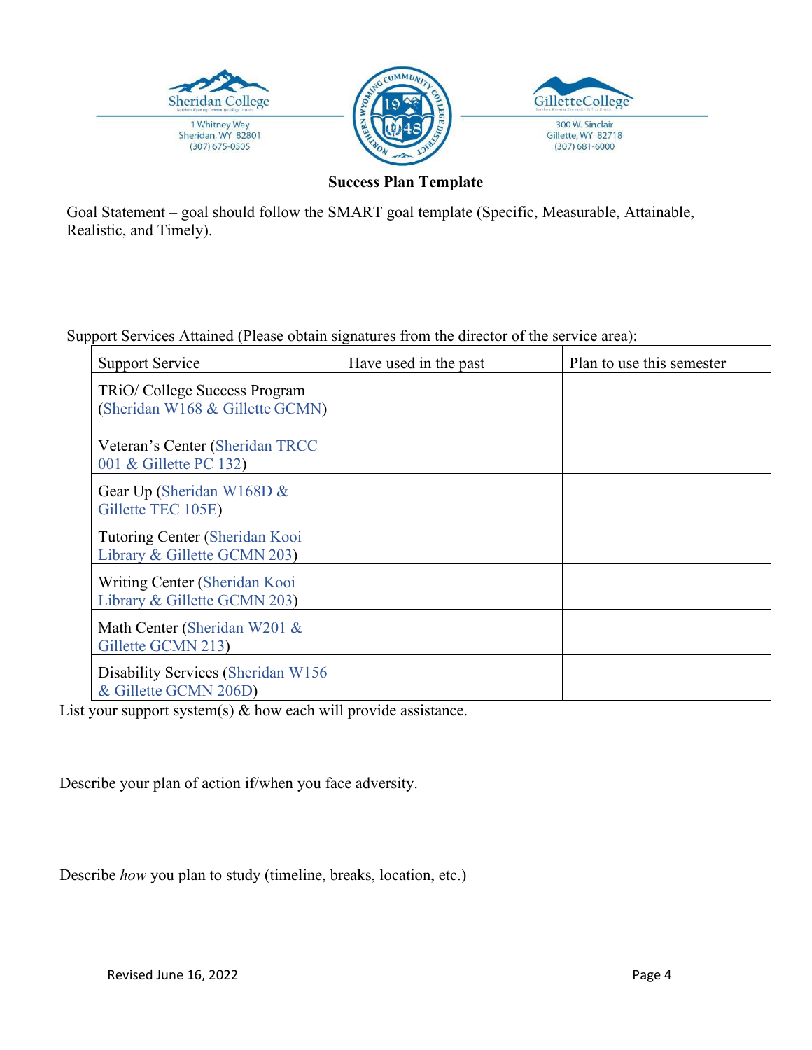Sheridan College
1 Whitney Way
Sheridan, WY 82801
(307) 675-0505

GilletteCollege
300 W. Sinclair
Gillette, WY 82718
(307) 681-6000

## Success Plan Template

Goal Statement – goal should follow the SMART goal template (Specific, Measurable, Attainable, Realistic, and Timely).

Support Services Attained (Please obtain signatures from the director of the service area):

| Support Service | Have used in the past | Plan to use this semester |
|---|---|---|
| TRiO/ College Success Program (Sheridan W168 & Gillette GCMN) | | |
| Veteran's Center (Sheridan TRCC 001 & Gillette PC 132) | | |
| Gear Up (Sheridan W168D & Gillette TEC 105E) | | |
| Tutoring Center (Sheridan Kooi Library & Gillette GCMN 203) | | |
| Writing Center (Sheridan Kooi Library & Gillette GCMN 203) | | |
| Math Center (Sheridan W201 & Gillette GCMN 213) | | |
| Disability Services (Sheridan W156 & Gillette GCMN 206D) | | |

List your support system(s) & how each will provide assistance.

Describe your plan of action if/when you face adversity.

Describe *how* you plan to study (timeline, breaks, location, etc.)

Revised June 16, 2022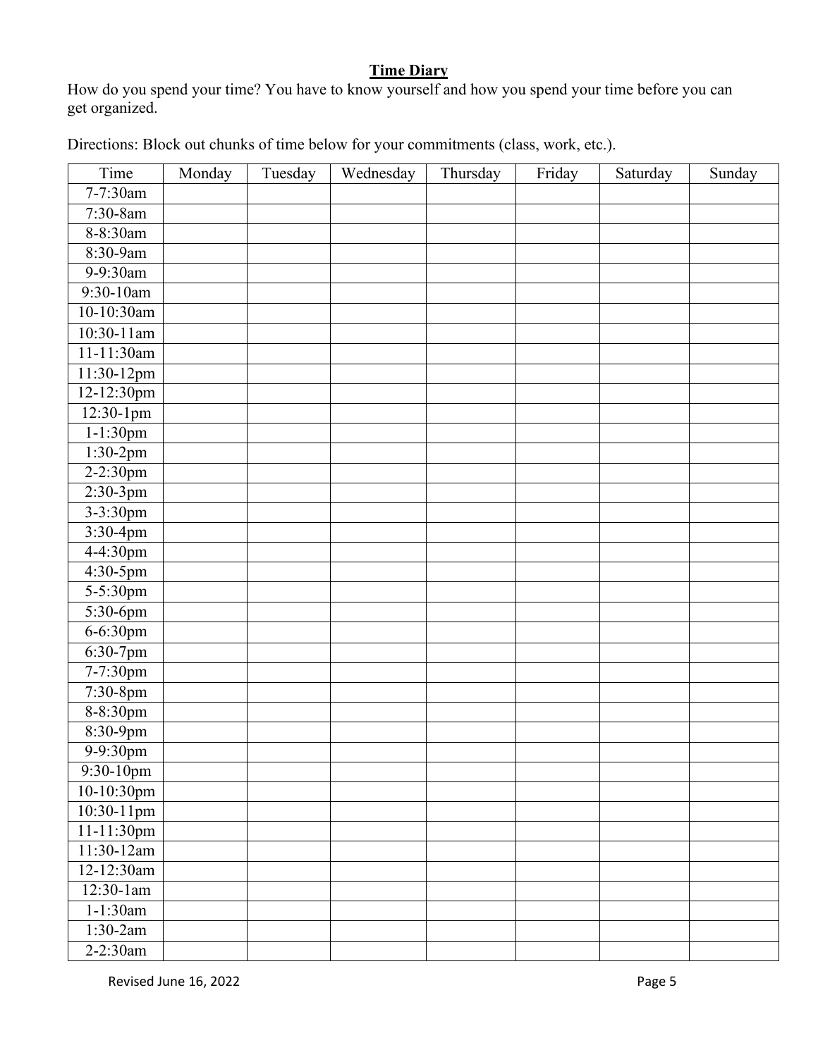## **Time Diary**

How do you spend your time? You have to know yourself and how you spend your time before you can get organized.

Directions: Block out chunks of time below for your commitments (class, work, etc.).

| Time | Monday | Tuesday | Wednesday | Thursday | Friday | Saturday | Sunday |
|---|---|---|---|---|---|---|---|
| 7-7:30am | | | | | | | |
| 7:30-8am | | | | | | | |
| 8-8:30am | | | | | | | |
| 8:30-9am | | | | | | | |
| 9-9:30am | | | | | | | |
| 9:30-10am | | | | | | | |
| 10-10:30am | | | | | | | |
| 10:30-11am | | | | | | | |
| 11-11:30am | | | | | | | |
| 11:30-12pm | | | | | | | |
| 12-12:30pm | | | | | | | |
| 12:30-1pm | | | | | | | |
| 1-1:30pm | | | | | | | |
| 1:30-2pm | | | | | | | |
| 2-2:30pm | | | | | | | |
| 2:30-3pm | | | | | | | |
| 3-3:30pm | | | | | | | |
| 3:30-4pm | | | | | | | |
| 4-4:30pm | | | | | | | |
| 4:30-5pm | | | | | | | |
| 5-5:30pm | | | | | | | |
| 5:30-6pm | | | | | | | |
| 6-6:30pm | | | | | | | |
| 6:30-7pm | | | | | | | |
| 7-7:30pm | | | | | | | |
| 7:30-8pm | | | | | | | |
| 8-8:30pm | | | | | | | |
| 8:30-9pm | | | | | | | |
| 9-9:30pm | | | | | | | |
| 9:30-10pm | | | | | | | |
| 10-10:30pm | | | | | | | |
| 10:30-11pm | | | | | | | |
| 11-11:30pm | | | | | | | |
| 11:30-12am | | | | | | | |
| 12-12:30am | | | | | | | |
| 12:30-1am | | | | | | | |
| 1-1:30am | | | | | | | |
| 1:30-2am | | | | | | | |
| 2-2:30am | | | | | | | |

Revised June 16, 2022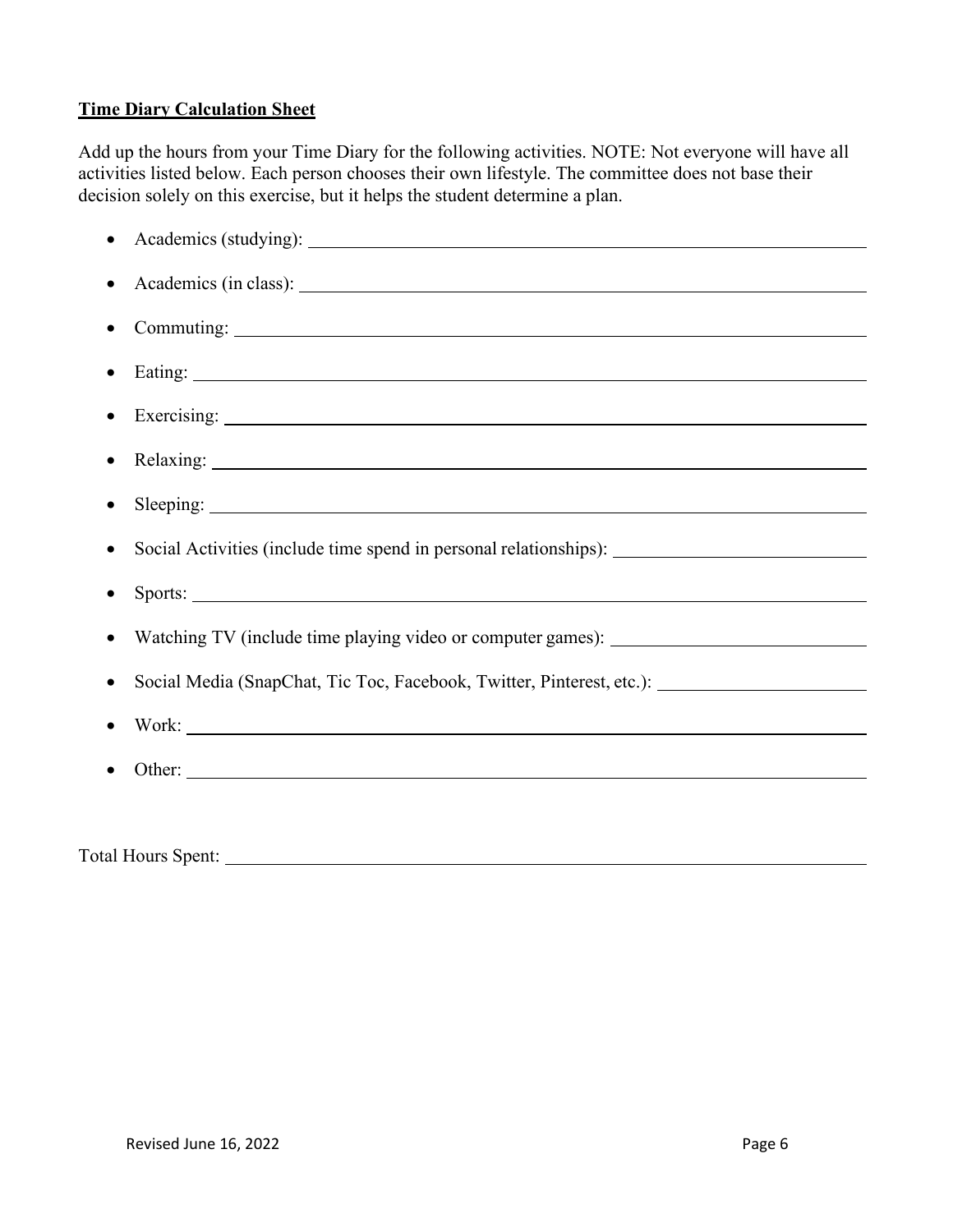**<u>Time Diary Calculation Sheet</u>**

Add up the hours from your Time Diary for the following activities. NOTE: Not everyone will have all activities listed below. Each person chooses their own lifestyle. The committee does not base their decision solely on this exercise, but it helps the student determine a plan.

- Academics (studying): ____________________
- Academics (in class): ____________________
- Commuting: ____________________
- Eating: ____________________
- Exercising: ____________________
- Relaxing: ____________________
- Sleeping: ____________________
- Social Activities (include time spend in personal relationships): ____________________
- Sports: ____________________
- Watching TV (include time playing video or computer games): ____________________
- Social Media (SnapChat, Tic Toc, Facebook, Twitter, Pinterest, etc.): ____________________
- Work: ____________________
- Other: ____________________

Total Hours Spent: ____________________

Revised June 16, 2022